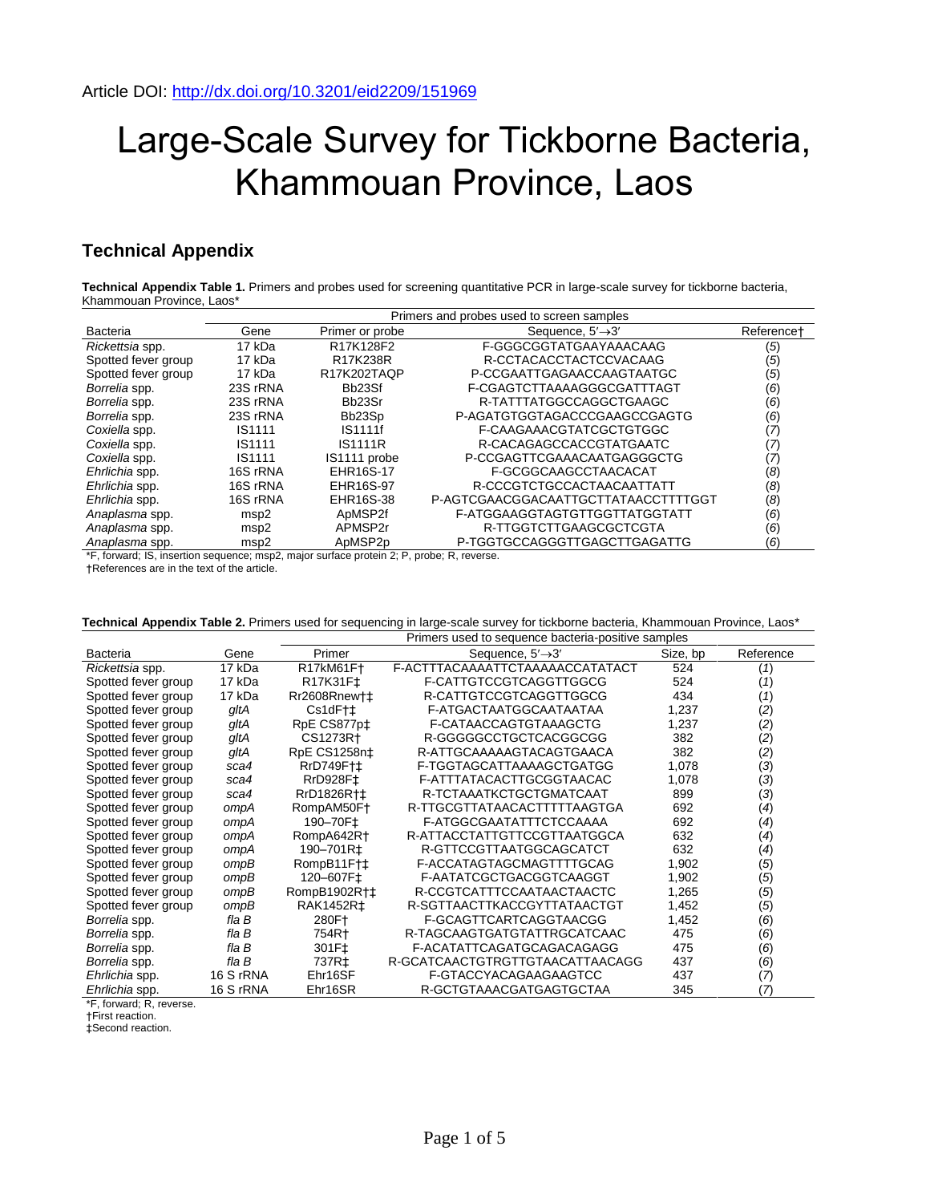Article DOI: http://dx.doi.org/10.3201/eid2209/151969

# Large-Scale Survey for Tickborne Bacteria, Khammouan Province, Laos

## Technical Appendix

**Technical Appendix Table 1.** Primers and probes used for screening quantitative PCR in large-scale survey for tickborne bacteria, Khammouan Province, Laos*

| | Primers and probes used to screen samples | | | |
|---|---|---|---|---|
| Bacteria | Gene | Primer or probe | Sequence, 5′→3′ | Reference† |
| *Rickettsia* spp. | 17 kDa | R17K128F2 | F-GGGCGGTATGAAYAAACAAG | (*5*) |
| Spotted fever group | 17 kDa | R17K238R | R-CCTACACCTACTCCVACAAG | (*5*) |
| Spotted fever group | 17 kDa | R17K202TAQP | P-CCGAATTGAGAACCAAGTAATGC | (*5*) |
| *Borrelia* spp. | 23S rRNA | Bb23Sf | F-CGAGTCTTAAAAGGGCGATTTAGT | (*6*) |
| *Borrelia* spp. | 23S rRNA | Bb23Sr | R-TATTTATGGCCAGGCTGAAGC | (*6*) |
| *Borrelia* spp. | 23S rRNA | Bb23Sp | P-AGATGTGGTAGACCCGAAGCCGAGTG | (*6*) |
| *Coxiella* spp. | IS1111 | IS1111f | F-CAAGAAACGTATCGCTGTGGC | (*7*) |
| *Coxiella* spp. | IS1111 | IS1111R | R-CACAGAGCCACCGTATGAATC | (*7*) |
| *Coxiella* spp. | IS1111 | IS1111 probe | P-CCGAGTTCGAAACAATGAGGGCTG | (*7*) |
| *Ehrlichia* spp. | 16S rRNA | EHR16S-17 | F-GCGGCAAGCCTAACACAT | (*8*) |
| *Ehrlichia* spp. | 16S rRNA | EHR16S-97 | R-CCCGTCTGCCACTAACAATTATT | (*8*) |
| *Ehrlichia* spp. | 16S rRNA | EHR16S-38 | P-AGTCGAACGGACAATTGCTTATAACCTTTTGGT | (*8*) |
| *Anaplasma* spp. | msp2 | ApMSP2f | F-ATGGAAGGTAGTGTTGGTTATGGTATT | (*6*) |
| *Anaplasma* spp. | msp2 | APMSP2r | R-TTGGTCTTGAAGCGCTCGTA | (*6*) |
| *Anaplasma* spp. | msp2 | ApMSP2p | P-TGGTGCCAGGGTTGAGCTTGAGATTG | (*6*) |

*F, forward; IS, insertion sequence; msp2, major surface protein 2; P, probe; R, reverse.
†References are in the text of the article.

**Technical Appendix Table 2.** Primers used for sequencing in large-scale survey for tickborne bacteria, Khammouan Province, Laos*

| | | Primers used to sequence bacteria-positive samples | | | |
|---|---|---|---|---|---|
| Bacteria | Gene | Primer | Sequence, 5′→3′ | Size, bp | Reference |
| *Rickettsia* spp. | 17 kDa | R17kM61F† | F-ACTTTACAAAATTCTAAAAACCATATACT | 524 | (*1*) |
| Spotted fever group | 17 kDa | R17K31F‡ | F-CATTGTCCGTCAGGTTGGCG | 524 | (*1*) |
| Spotted fever group | 17 kDa | Rr2608Rnew†‡ | R-CATTGTCCGTCAGGTTGGCG | 434 | (*1*) |
| Spotted fever group | *gltA* | Cs1dF†‡ | F-ATGACTAATGGCAATAATAA | 1,237 | (*2*) |
| Spotted fever group | *gltA* | RpE CS877p‡ | F-CATAACCAGTGTAAAGCTG | 1,237 | (*2*) |
| Spotted fever group | *gltA* | CS1273R† | R-GGGGGCCTGCTCACGGCGG | 382 | (*2*) |
| Spotted fever group | *gltA* | RpE CS1258n‡ | R-ATTGCAAAAAGTACAGTGAACA | 382 | (*2*) |
| Spotted fever group | *sca4* | RrD749F†‡ | F-TGGTAGCATTAAAAGCTGATGG | 1,078 | (*3*) |
| Spotted fever group | *sca4* | RrD928F‡ | F-ATTTATACACTTGCGGTAACAC | 1,078 | (*3*) |
| Spotted fever group | *sca4* | RrD1826R†‡ | R-TCTAAATKCTGCTGMATCAAT | 899 | (*3*) |
| Spotted fever group | *ompA* | RompAM50F† | R-TTGCGTTATAACACTTTTTAAGTGA | 692 | (*4*) |
| Spotted fever group | *ompA* | 190–70F‡ | F-ATGGCGAATATTTCTCCAAAA | 692 | (*4*) |
| Spotted fever group | *ompA* | RompA642R† | R-ATTACCTATTGTTCCGTTAATGGCA | 632 | (*4*) |
| Spotted fever group | *ompA* | 190–701R‡ | R-GTTCCGTTAATGGCAGCATCT | 632 | (*4*) |
| Spotted fever group | *ompB* | RompB11F†‡ | F-ACCATAGTAGCMAGTTTTGCAG | 1,902 | (*5*) |
| Spotted fever group | *ompB* | 120–607F‡ | F-AATATCGCTGACGGTCAAGGT | 1,902 | (*5*) |
| Spotted fever group | *ompB* | RompB1902R†‡ | R-CCGTCATTTCCAATAACTAACTC | 1,265 | (*5*) |
| Spotted fever group | *ompB* | RAK1452R‡ | R-SGTTAACTTKACCGYTTATAACTGT | 1,452 | (*5*) |
| *Borrelia* spp. | *fla B* | 280F† | F-GCAGTTCARTCAGGTAACGG | 1,452 | (*6*) |
| *Borrelia* spp. | *fla B* | 754R† | R-TAGCAAGTGATGTATTRGCATCAAC | 475 | (*6*) |
| *Borrelia* spp. | *fla B* | 301F‡ | F-ACATATTCAGATGCAGACAGAGG | 475 | (*6*) |
| *Borrelia* spp. | *fla B* | 737R‡ | R-GCATCAACTGTRGTTGTAACATTAACAGG | 437 | (*6*) |
| *Ehrlichia* spp. | 16 S rRNA | Ehr16SF | F-GTACCYACAGAAGAAGTCC | 437 | (*7*) |
| *Ehrlichia* spp. | 16 S rRNA | Ehr16SR | R-GCTGTAAACGATGAGTGCTAA | 345 | (*7*) |

*F, forward; R, reverse.
†First reaction.
‡Second reaction.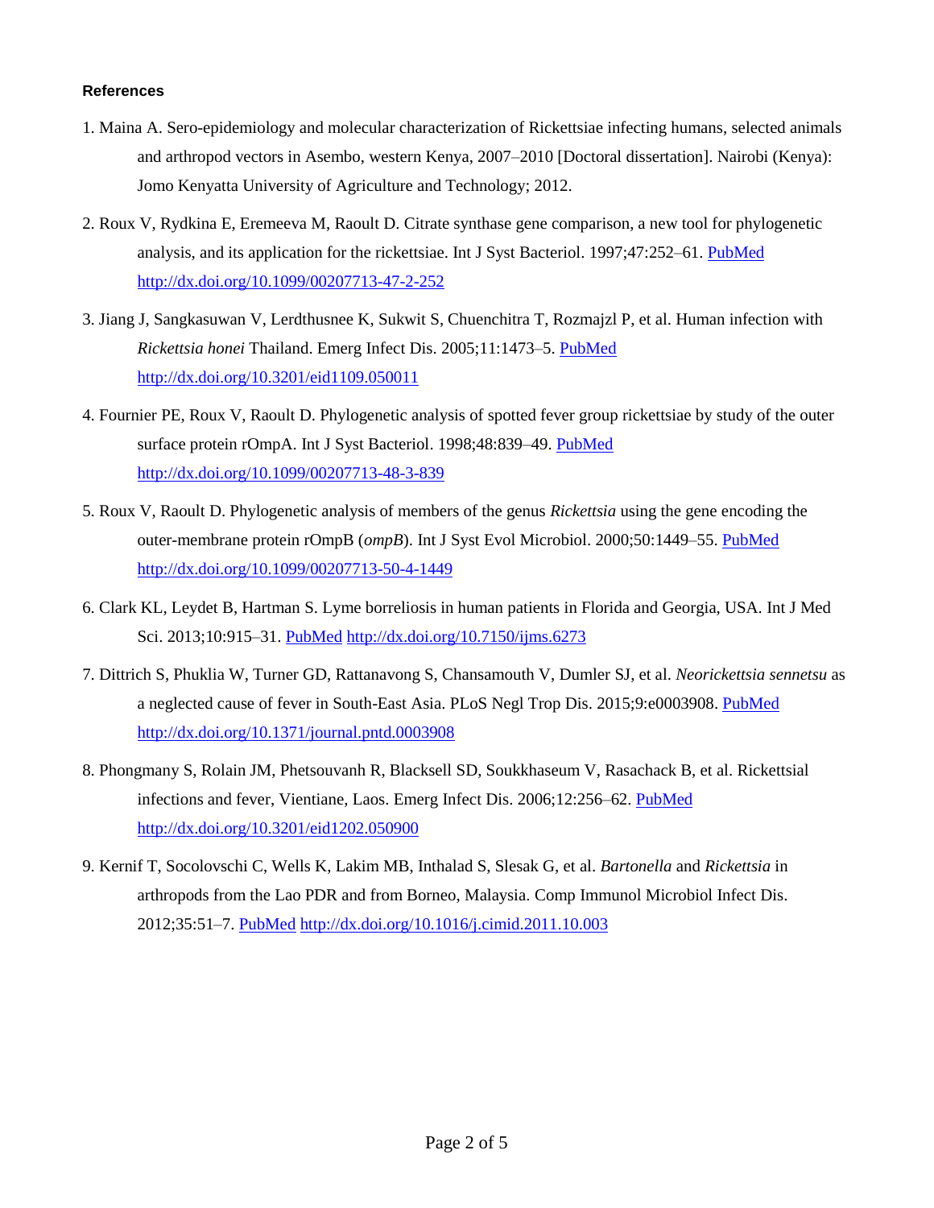**References**

1. Maina A. Sero-epidemiology and molecular characterization of Rickettsiae infecting humans, selected animals and arthropod vectors in Asembo, western Kenya, 2007–2010 [Doctoral dissertation]. Nairobi (Kenya): Jomo Kenyatta University of Agriculture and Technology; 2012.

2. Roux V, Rydkina E, Eremeeva M, Raoult D. Citrate synthase gene comparison, a new tool for phylogenetic analysis, and its application for the rickettsiae. Int J Syst Bacteriol. 1997;47:252–61. PubMed http://dx.doi.org/10.1099/00207713-47-2-252

3. Jiang J, Sangkasuwan V, Lerdthusnee K, Sukwit S, Chuenchitra T, Rozmajzl P, et al. Human infection with *Rickettsia honei* Thailand. Emerg Infect Dis. 2005;11:1473–5. PubMed http://dx.doi.org/10.3201/eid1109.050011

4. Fournier PE, Roux V, Raoult D. Phylogenetic analysis of spotted fever group rickettsiae by study of the outer surface protein rOmpA. Int J Syst Bacteriol. 1998;48:839–49. PubMed http://dx.doi.org/10.1099/00207713-48-3-839

5. Roux V, Raoult D. Phylogenetic analysis of members of the genus *Rickettsia* using the gene encoding the outer-membrane protein rOmpB (*ompB*). Int J Syst Evol Microbiol. 2000;50:1449–55. PubMed http://dx.doi.org/10.1099/00207713-50-4-1449

6. Clark KL, Leydet B, Hartman S. Lyme borreliosis in human patients in Florida and Georgia, USA. Int J Med Sci. 2013;10:915–31. PubMed http://dx.doi.org/10.7150/ijms.6273

7. Dittrich S, Phuklia W, Turner GD, Rattanavong S, Chansamouth V, Dumler SJ, et al. *Neorickettsia sennetsu* as a neglected cause of fever in South-East Asia. PLoS Negl Trop Dis. 2015;9:e0003908. PubMed http://dx.doi.org/10.1371/journal.pntd.0003908

8. Phongmany S, Rolain JM, Phetsouvanh R, Blacksell SD, Soukkhaseum V, Rasachack B, et al. Rickettsial infections and fever, Vientiane, Laos. Emerg Infect Dis. 2006;12:256–62. PubMed http://dx.doi.org/10.3201/eid1202.050900

9. Kernif T, Socolovschi C, Wells K, Lakim MB, Inthalad S, Slesak G, et al. *Bartonella* and *Rickettsia* in arthropods from the Lao PDR and from Borneo, Malaysia. Comp Immunol Microbiol Infect Dis. 2012;35:51–7. PubMed http://dx.doi.org/10.1016/j.cimid.2011.10.003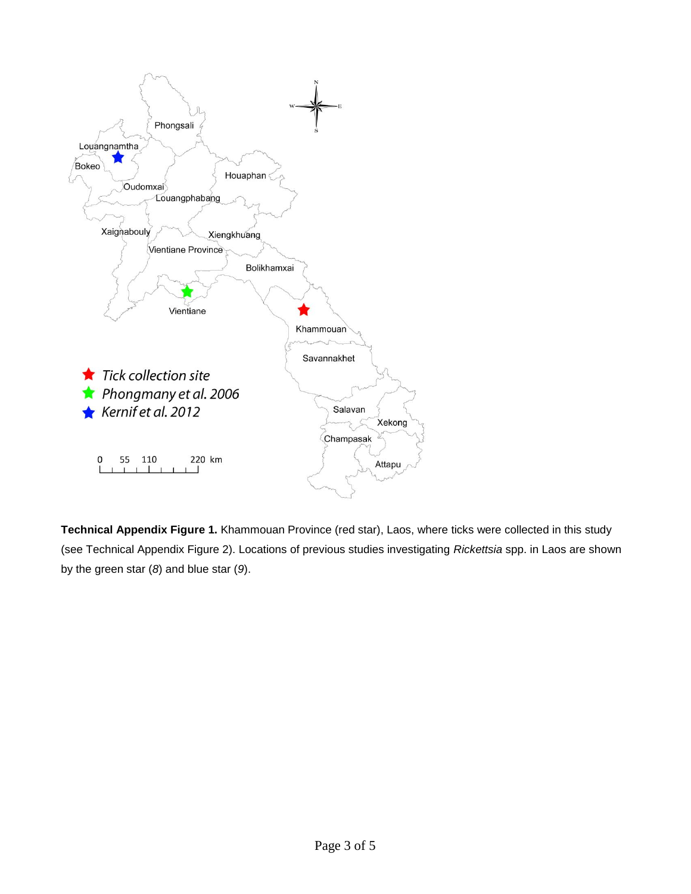**Technical Appendix Figure 1.** Khammouan Province (red star), Laos, where ticks were collected in this study (see Technical Appendix Figure 2). Locations of previous studies investigating *Rickettsia* spp. in Laos are shown by the green star (*8*) and blue star (*9*).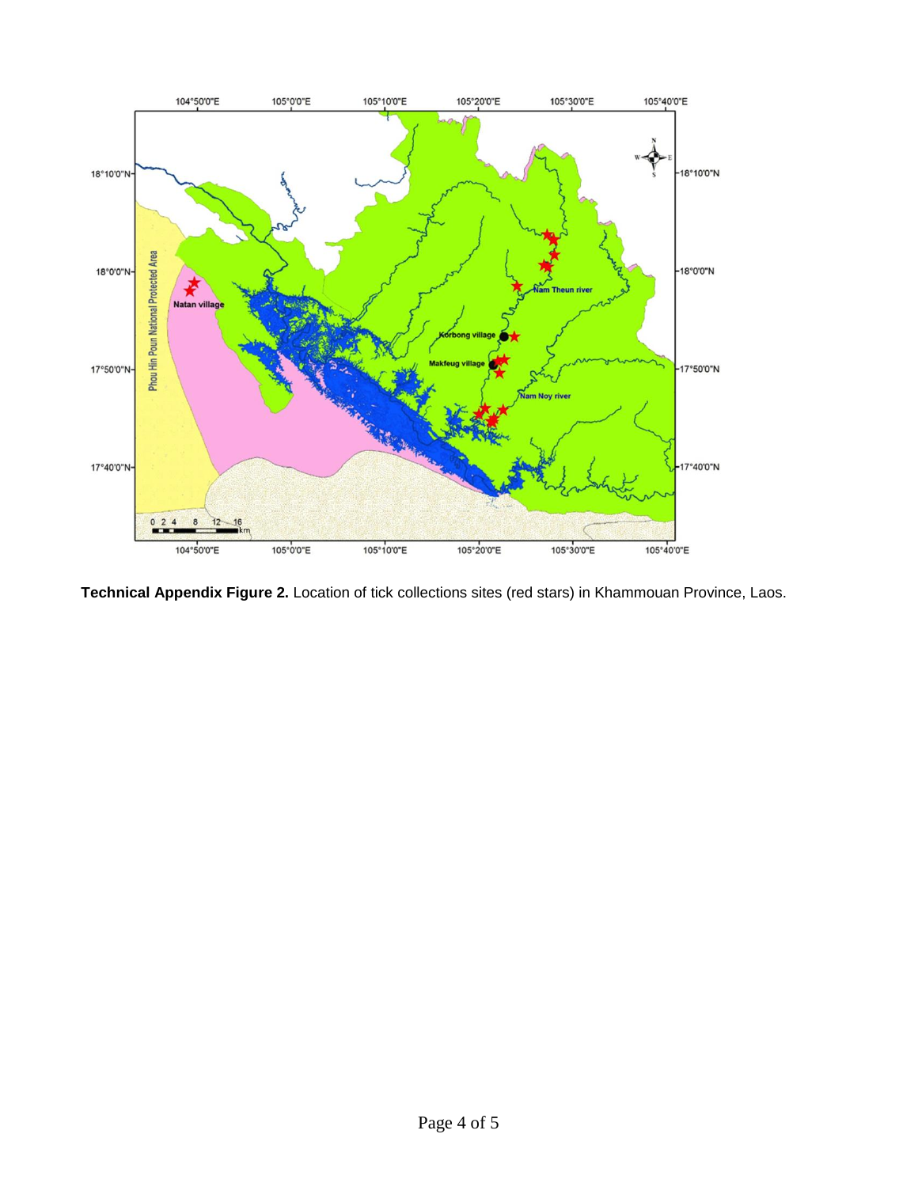**Technical Appendix Figure 2.** Location of tick collections sites (red stars) in Khammouan Province, Laos.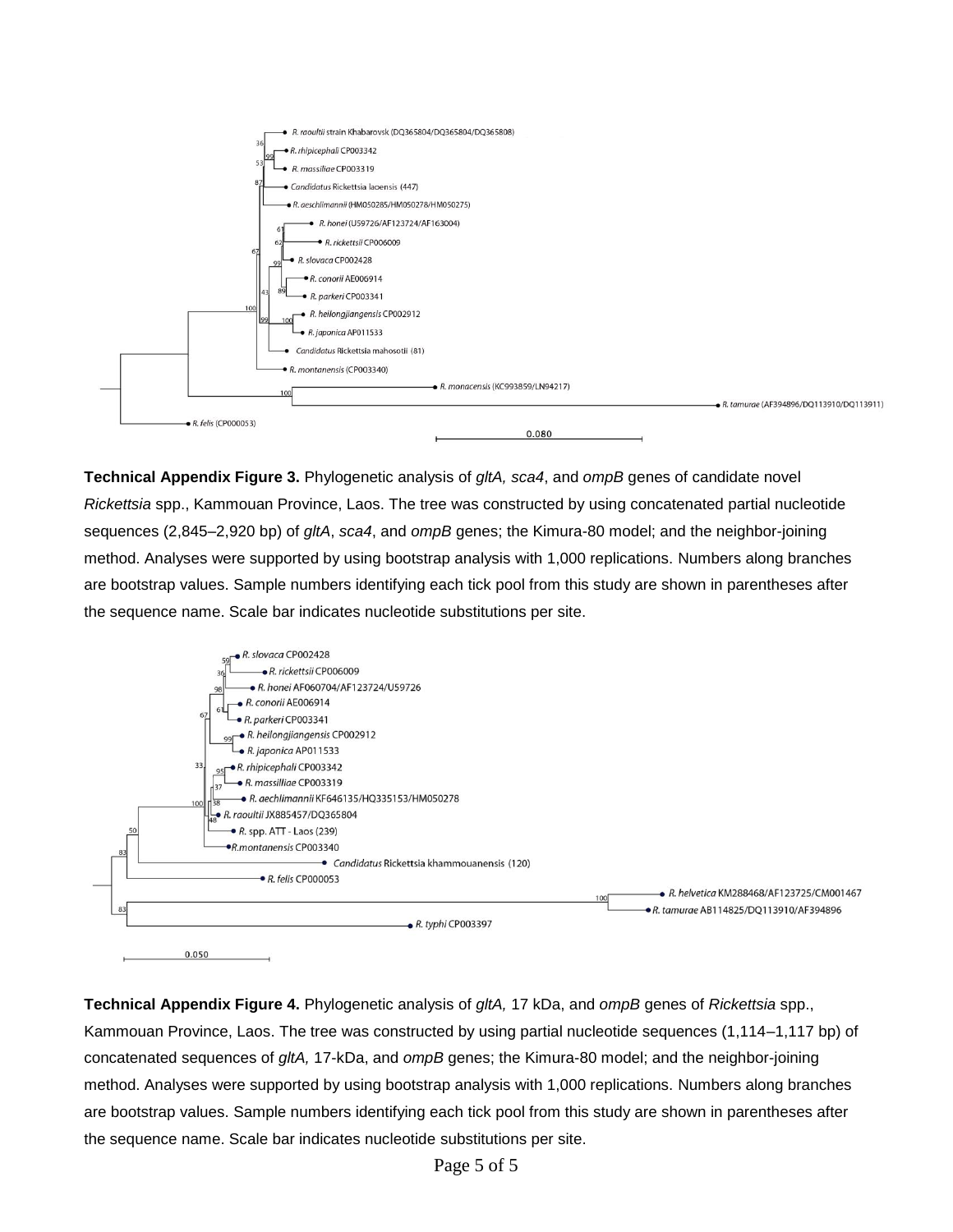R. raoultii strain Khabarovsk (DQ365804/DQ365804/DQ365808)
36
99
R. rhipicephali CP003342
53
R. massiliae CP003319
87
Candidatus Rickettsia laoensis (447)
R. aeschlimannii (HM050285/HM050278/HM050275)
61
R. honei (U59726/AF123724/AF163004)
62
R. rickettsii CP006009
67
99
R. slovaca CP002428
R. conorii AE006914
43
89
R. parkeri CP003341
100
99
100
R. heilongjiangensis CP002912
R. japonica AP011533
Candidatus Rickettsia mahosotii (81)
R. montanensis (CP003340)
100
R. monacensis (KC993859/LN94217)
R. tamurae (AF394896/DQ113910/DQ113911)
R. felis (CP000053)
0.080

**Technical Appendix Figure 3.** Phylogenetic analysis of *gltA, sca4*, and *ompB* genes of candidate novel *Rickettsia* spp., Kammouan Province, Laos. The tree was constructed by using concatenated partial nucleotide sequences (2,845–2,920 bp) of *gltA*, *sca4*, and *ompB* genes; the Kimura-80 model; and the neighbor-joining method. Analyses were supported by using bootstrap analysis with 1,000 replications. Numbers along branches are bootstrap values. Sample numbers identifying each tick pool from this study are shown in parentheses after the sequence name. Scale bar indicates nucleotide substitutions per site.

59
R. slovaca CP002428
36
R. rickettsii CP006009
98
R. honei AF060704/AF123724/U59726
61
R. conorii AE006914
67
R. parkeri CP003341
99
R. heilongjiangensis CP002912
R. japonica AP011533
33
95
R. rhipicephali CP003342
37
R. massilliae CP003319
100
38
R. aechlimannii KF646135/HQ335153/HM050278
48
R. raoultii JX885457/DQ365804
R. spp. ATT - Laos (239)
50
R.montanensis CP003340
83
Candidatus Rickettsia khammouanensis (120)
R. felis CP000053
100
R. helvetica KM288468/AF123725/CM001467
83
R. tamurae AB114825/DQ113910/AF394896
R. typhi CP003397
0.050

**Technical Appendix Figure 4.** Phylogenetic analysis of *gltA,* 17 kDa, and *ompB* genes of *Rickettsia* spp., Kammouan Province, Laos. The tree was constructed by using partial nucleotide sequences (1,114–1,117 bp) of concatenated sequences of *gltA,* 17-kDa, and *ompB* genes; the Kimura-80 model; and the neighbor-joining method. Analyses were supported by using bootstrap analysis with 1,000 replications. Numbers along branches are bootstrap values. Sample numbers identifying each tick pool from this study are shown in parentheses after the sequence name. Scale bar indicates nucleotide substitutions per site.